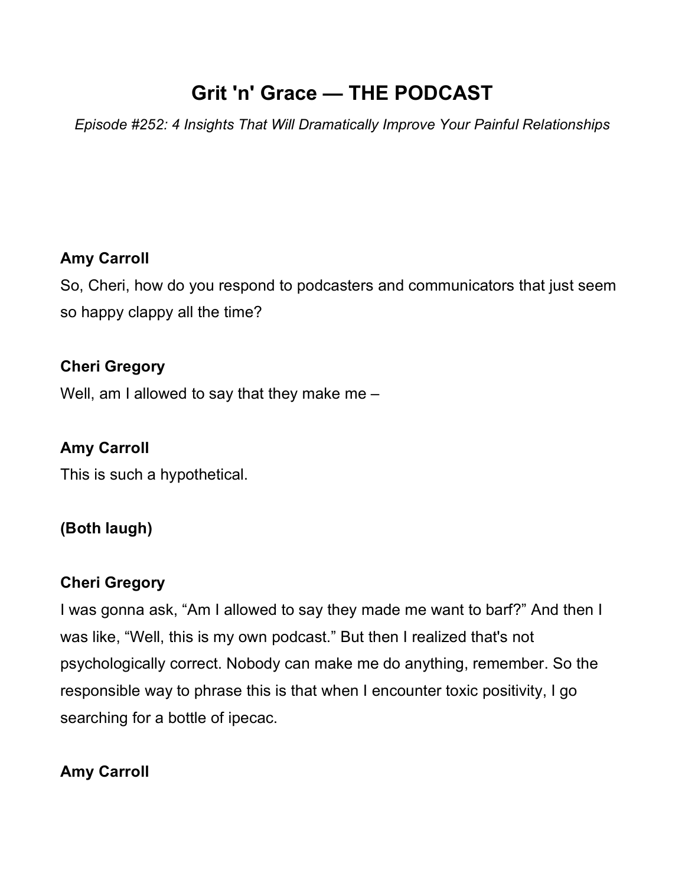# Grit 'n' Grace — THE PODCAST

*Episode #252: 4 Insights That Will Dramatically Improve Your Painful Relationships*

**Amy Carroll**

So, Cheri, how do you respond to podcasters and communicators that just seem so happy clappy all the time?

**Cheri Gregory**

Well, am I allowed to say that they make me –

**Amy Carroll**

This is such a hypothetical.

**(Both laugh)**

**Cheri Gregory**

I was gonna ask, "Am I allowed to say they made me want to barf?" And then I was like, "Well, this is my own podcast." But then I realized that's not psychologically correct. Nobody can make me do anything, remember. So the responsible way to phrase this is that when I encounter toxic positivity, I go searching for a bottle of ipecac.

**Amy Carroll**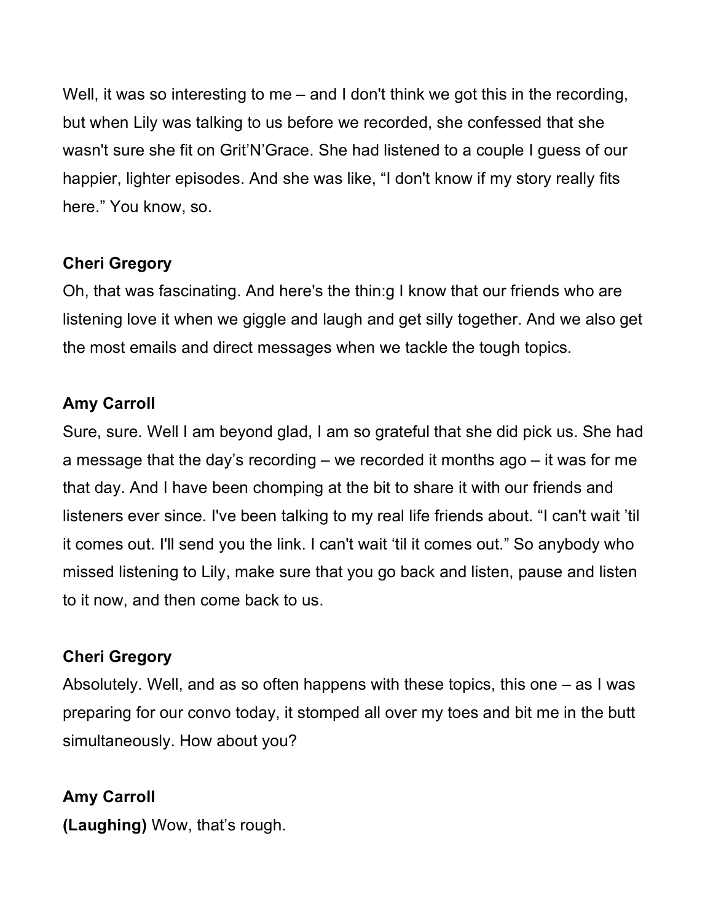Well, it was so interesting to me – and I don't think we got this in the recording, but when Lily was talking to us before we recorded, she confessed that she wasn't sure she fit on Grit'N'Grace. She had listened to a couple I guess of our happier, lighter episodes. And she was like, "I don't know if my story really fits here." You know, so.

**Cheri Gregory**
Oh, that was fascinating. And here's the thin:g I know that our friends who are listening love it when we giggle and laugh and get silly together. And we also get the most emails and direct messages when we tackle the tough topics.

**Amy Carroll**
Sure, sure. Well I am beyond glad, I am so grateful that she did pick us. She had a message that the day's recording – we recorded it months ago – it was for me that day. And I have been chomping at the bit to share it with our friends and listeners ever since. I've been talking to my real life friends about. "I can't wait 'til it comes out. I'll send you the link. I can't wait 'til it comes out." So anybody who missed listening to Lily, make sure that you go back and listen, pause and listen to it now, and then come back to us.

**Cheri Gregory**
Absolutely. Well, and as so often happens with these topics, this one – as I was preparing for our convo today, it stomped all over my toes and bit me in the butt simultaneously. How about you?

**Amy Carroll**
**(Laughing)** Wow, that's rough.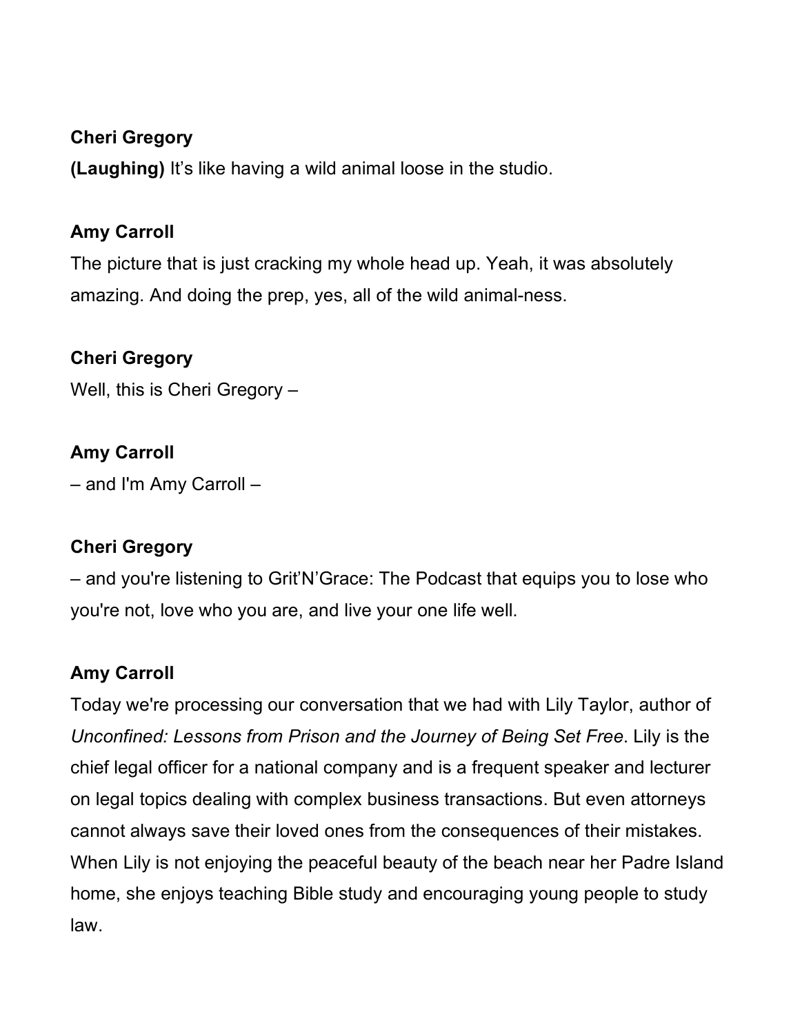**Cheri Gregory**

**(Laughing)** It’s like having a wild animal loose in the studio.

**Amy Carroll**

The picture that is just cracking my whole head up. Yeah, it was absolutely amazing. And doing the prep, yes, all of the wild animal-ness.

**Cheri Gregory**

Well, this is Cheri Gregory –

**Amy Carroll**

– and I'm Amy Carroll –

**Cheri Gregory**

– and you're listening to Grit’N’Grace: The Podcast that equips you to lose who you're not, love who you are, and live your one life well.

**Amy Carroll**

Today we're processing our conversation that we had with Lily Taylor, author of *Unconfined: Lessons from Prison and the Journey of Being Set Free*. Lily is the chief legal officer for a national company and is a frequent speaker and lecturer on legal topics dealing with complex business transactions. But even attorneys cannot always save their loved ones from the consequences of their mistakes. When Lily is not enjoying the peaceful beauty of the beach near her Padre Island home, she enjoys teaching Bible study and encouraging young people to study law.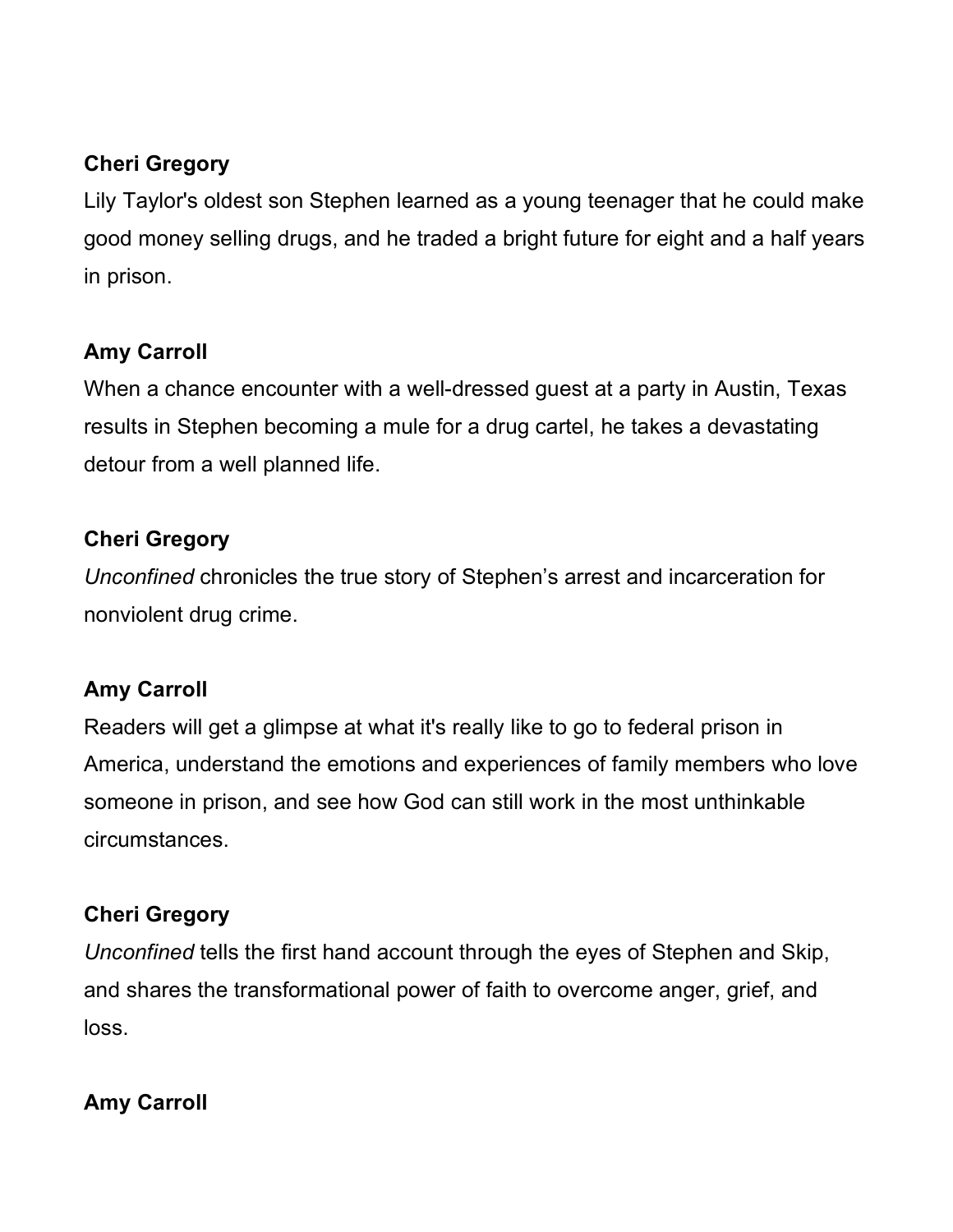**Cheri Gregory**

Lily Taylor's oldest son Stephen learned as a young teenager that he could make good money selling drugs, and he traded a bright future for eight and a half years in prison.

**Amy Carroll**

When a chance encounter with a well-dressed guest at a party in Austin, Texas results in Stephen becoming a mule for a drug cartel, he takes a devastating detour from a well planned life.

**Cheri Gregory**

*Unconfined* chronicles the true story of Stephen's arrest and incarceration for nonviolent drug crime.

**Amy Carroll**

Readers will get a glimpse at what it's really like to go to federal prison in America, understand the emotions and experiences of family members who love someone in prison, and see how God can still work in the most unthinkable circumstances.

**Cheri Gregory**

*Unconfined* tells the first hand account through the eyes of Stephen and Skip, and shares the transformational power of faith to overcome anger, grief, and loss.

**Amy Carroll**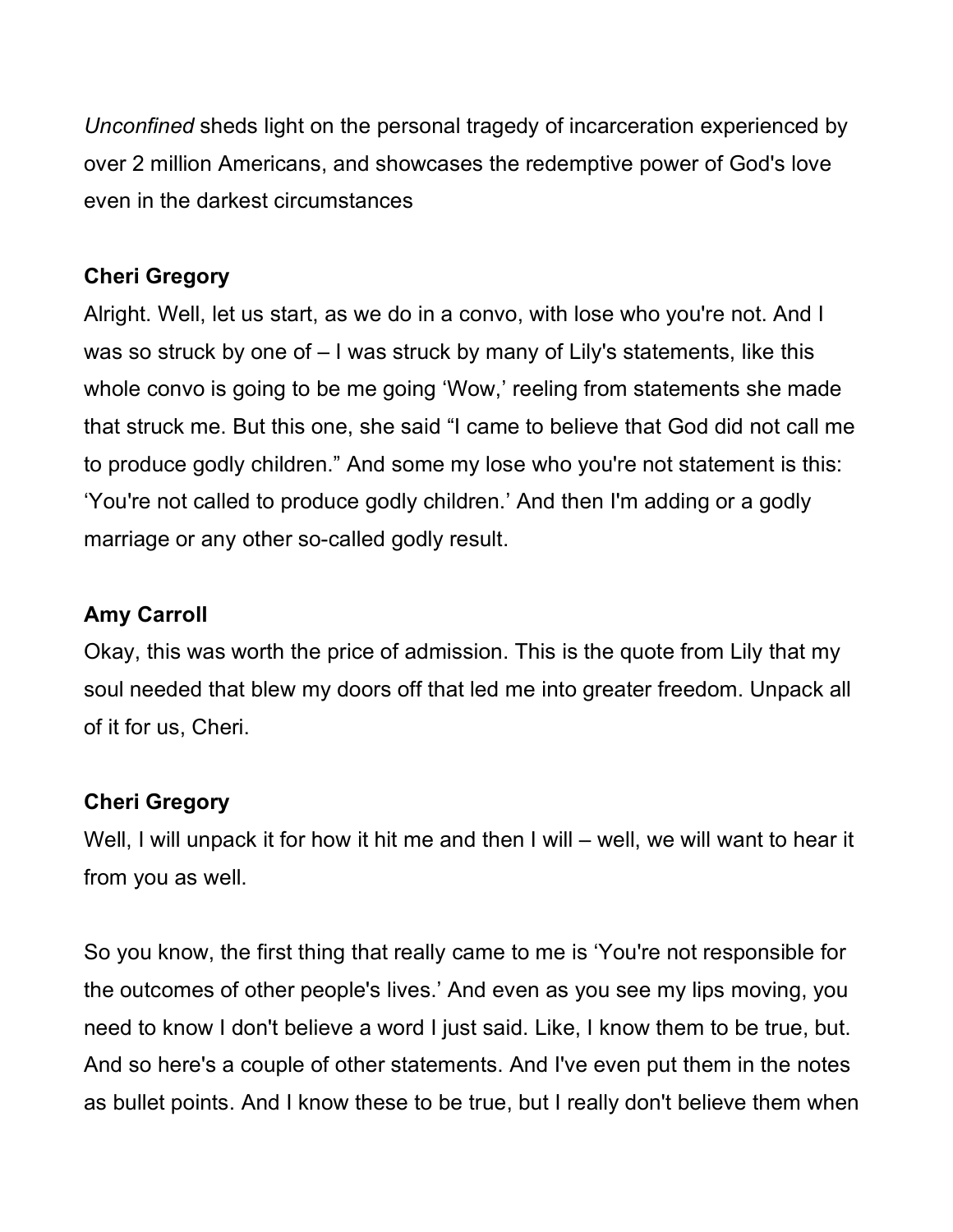*Unconfined* sheds light on the personal tragedy of incarceration experienced by over 2 million Americans, and showcases the redemptive power of God's love even in the darkest circumstances

**Cheri Gregory**

Alright. Well, let us start, as we do in a convo, with lose who you're not. And I was so struck by one of – I was struck by many of Lily's statements, like this whole convo is going to be me going 'Wow,' reeling from statements she made that struck me. But this one, she said "I came to believe that God did not call me to produce godly children." And some my lose who you're not statement is this: 'You're not called to produce godly children.' And then I'm adding or a godly marriage or any other so-called godly result.

**Amy Carroll**

Okay, this was worth the price of admission. This is the quote from Lily that my soul needed that blew my doors off that led me into greater freedom. Unpack all of it for us, Cheri.

**Cheri Gregory**

Well, I will unpack it for how it hit me and then I will – well, we will want to hear it from you as well.

So you know, the first thing that really came to me is 'You're not responsible for the outcomes of other people's lives.' And even as you see my lips moving, you need to know I don't believe a word I just said. Like, I know them to be true, but. And so here's a couple of other statements. And I've even put them in the notes as bullet points. And I know these to be true, but I really don't believe them when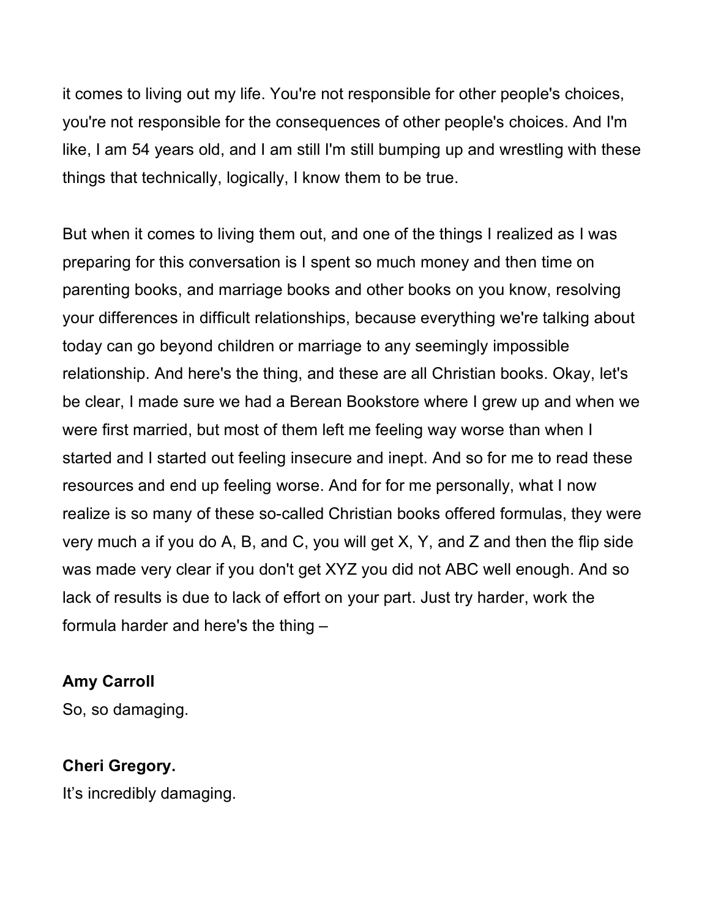it comes to living out my life. You're not responsible for other people's choices, you're not responsible for the consequences of other people's choices. And I'm like, I am 54 years old, and I am still I'm still bumping up and wrestling with these things that technically, logically, I know them to be true.

But when it comes to living them out, and one of the things I realized as I was preparing for this conversation is I spent so much money and then time on parenting books, and marriage books and other books on you know, resolving your differences in difficult relationships, because everything we're talking about today can go beyond children or marriage to any seemingly impossible relationship. And here's the thing, and these are all Christian books. Okay, let's be clear, I made sure we had a Berean Bookstore where I grew up and when we were first married, but most of them left me feeling way worse than when I started and I started out feeling insecure and inept. And so for me to read these resources and end up feeling worse. And for for me personally, what I now realize is so many of these so-called Christian books offered formulas, they were very much a if you do A, B, and C, you will get X, Y, and Z and then the flip side was made very clear if you don't get XYZ you did not ABC well enough. And so lack of results is due to lack of effort on your part. Just try harder, work the formula harder and here's the thing –

**Amy Carroll**
So, so damaging.

**Cheri Gregory.**
It’s incredibly damaging.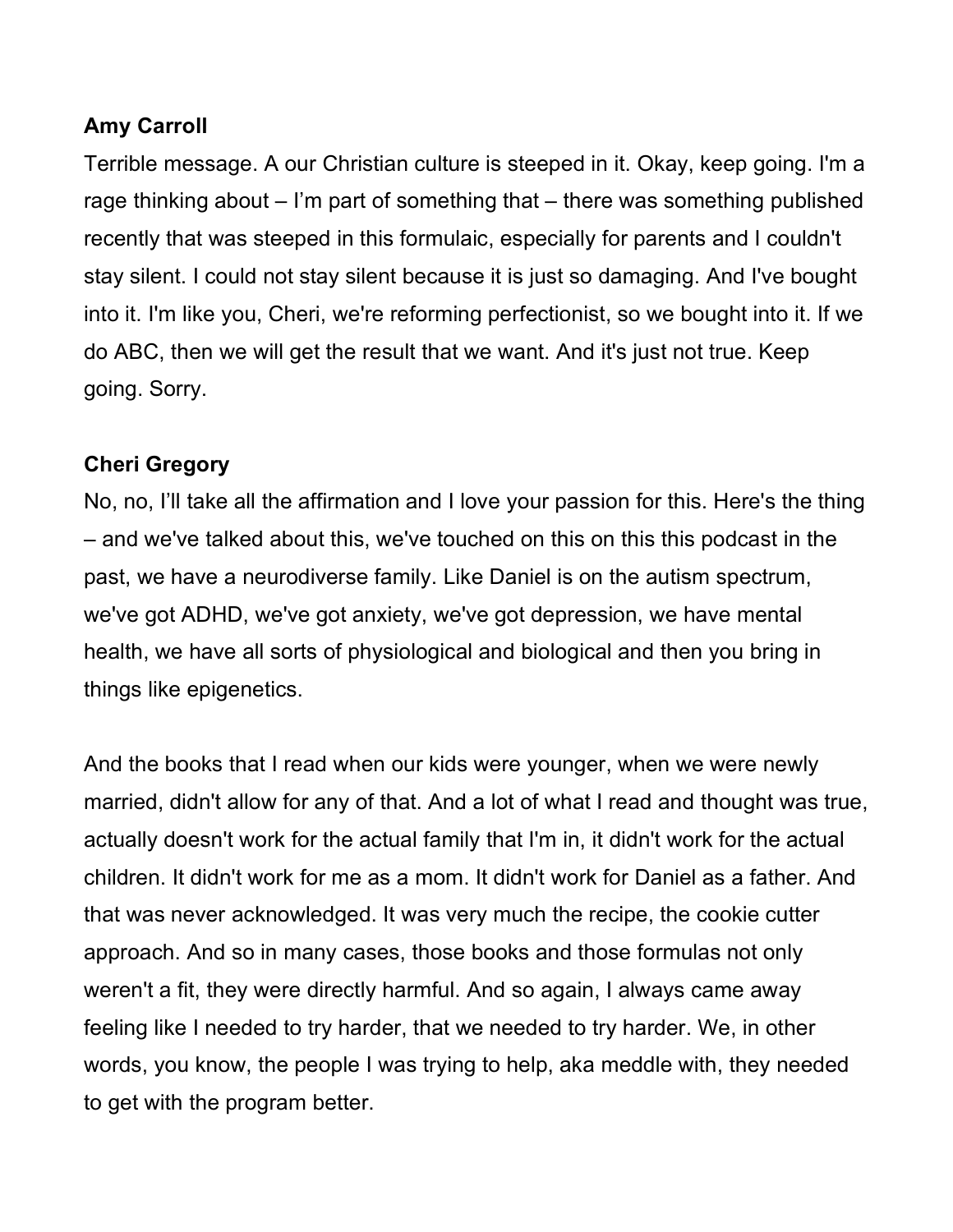**Amy Carroll**

Terrible message. A our Christian culture is steeped in it. Okay, keep going. I'm a rage thinking about – I'm part of something that – there was something published recently that was steeped in this formulaic, especially for parents and I couldn't stay silent. I could not stay silent because it is just so damaging. And I've bought into it. I'm like you, Cheri, we're reforming perfectionist, so we bought into it. If we do ABC, then we will get the result that we want. And it's just not true. Keep going. Sorry.

**Cheri Gregory**

No, no, I'll take all the affirmation and I love your passion for this. Here's the thing – and we've talked about this, we've touched on this on this this podcast in the past, we have a neurodiverse family. Like Daniel is on the autism spectrum, we've got ADHD, we've got anxiety, we've got depression, we have mental health, we have all sorts of physiological and biological and then you bring in things like epigenetics.

And the books that I read when our kids were younger, when we were newly married, didn't allow for any of that. And a lot of what I read and thought was true, actually doesn't work for the actual family that I'm in, it didn't work for the actual children. It didn't work for me as a mom. It didn't work for Daniel as a father. And that was never acknowledged. It was very much the recipe, the cookie cutter approach. And so in many cases, those books and those formulas not only weren't a fit, they were directly harmful. And so again, I always came away feeling like I needed to try harder, that we needed to try harder. We, in other words, you know, the people I was trying to help, aka meddle with, they needed to get with the program better.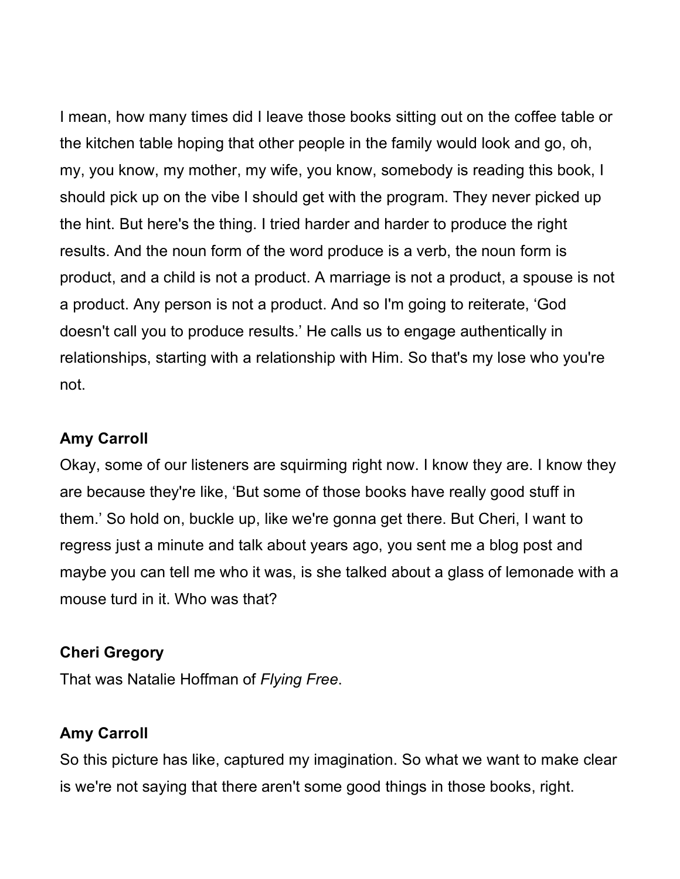I mean, how many times did I leave those books sitting out on the coffee table or the kitchen table hoping that other people in the family would look and go, oh, my, you know, my mother, my wife, you know, somebody is reading this book, I should pick up on the vibe I should get with the program. They never picked up the hint. But here's the thing. I tried harder and harder to produce the right results. And the noun form of the word produce is a verb, the noun form is product, and a child is not a product. A marriage is not a product, a spouse is not a product. Any person is not a product. And so I'm going to reiterate, 'God doesn't call you to produce results.' He calls us to engage authentically in relationships, starting with a relationship with Him. So that's my lose who you're not.

**Amy Carroll**

Okay, some of our listeners are squirming right now. I know they are. I know they are because they're like, 'But some of those books have really good stuff in them.' So hold on, buckle up, like we're gonna get there. But Cheri, I want to regress just a minute and talk about years ago, you sent me a blog post and maybe you can tell me who it was, is she talked about a glass of lemonade with a mouse turd in it. Who was that?

**Cheri Gregory**

That was Natalie Hoffman of *Flying Free*.

**Amy Carroll**

So this picture has like, captured my imagination. So what we want to make clear is we're not saying that there aren't some good things in those books, right.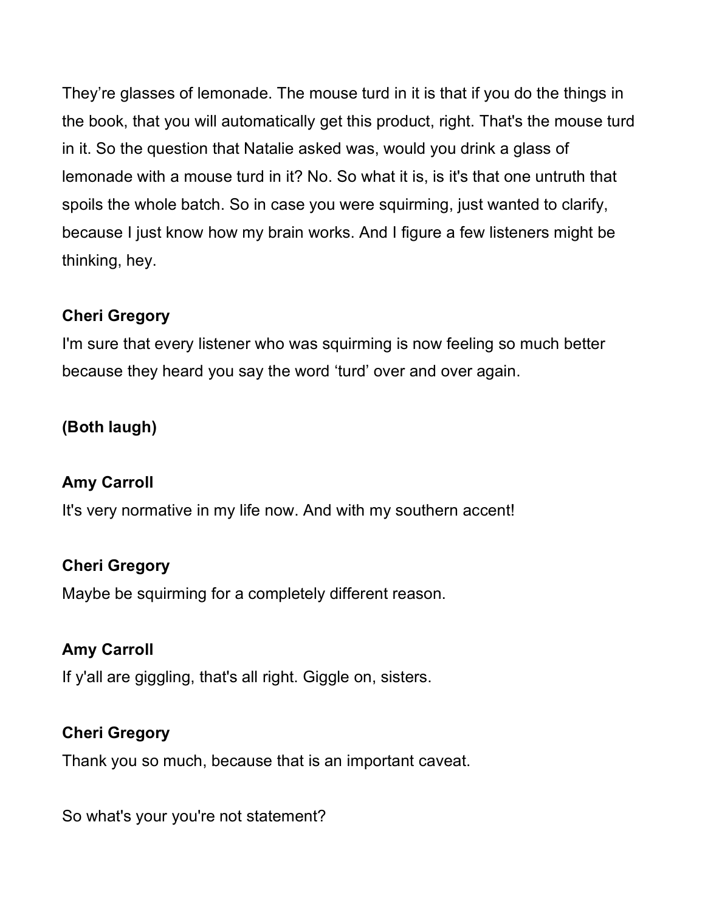They're glasses of lemonade. The mouse turd in it is that if you do the things in the book, that you will automatically get this product, right. That's the mouse turd in it. So the question that Natalie asked was, would you drink a glass of lemonade with a mouse turd in it? No. So what it is, is it's that one untruth that spoils the whole batch. So in case you were squirming, just wanted to clarify, because I just know how my brain works. And I figure a few listeners might be thinking, hey.

**Cheri Gregory**

I'm sure that every listener who was squirming is now feeling so much better because they heard you say the word 'turd' over and over again.

**(Both laugh)**

**Amy Carroll**

It's very normative in my life now. And with my southern accent!

**Cheri Gregory**

Maybe be squirming for a completely different reason.

**Amy Carroll**

If y'all are giggling, that's all right. Giggle on, sisters.

**Cheri Gregory**

Thank you so much, because that is an important caveat.

So what's your you're not statement?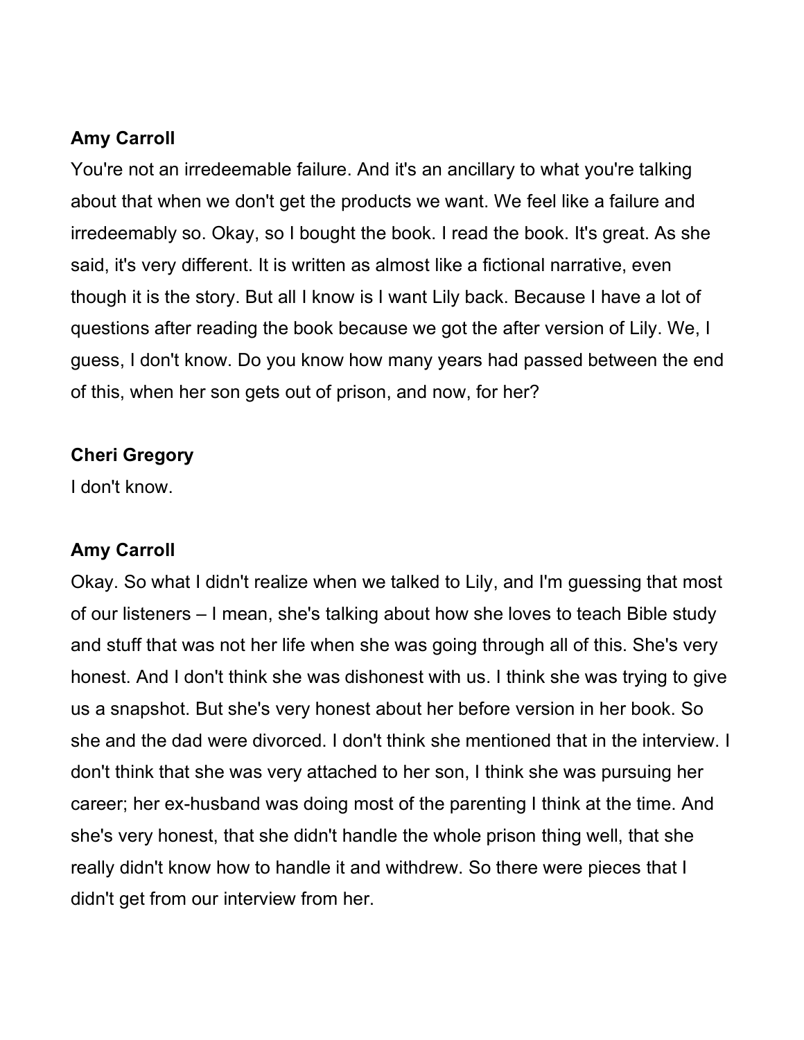**Amy Carroll**

You're not an irredeemable failure. And it's an ancillary to what you're talking about that when we don't get the products we want. We feel like a failure and irredeemably so. Okay, so I bought the book. I read the book. It's great. As she said, it's very different. It is written as almost like a fictional narrative, even though it is the story. But all I know is I want Lily back. Because I have a lot of questions after reading the book because we got the after version of Lily. We, I guess, I don't know. Do you know how many years had passed between the end of this, when her son gets out of prison, and now, for her?

**Cheri Gregory**

I don't know.

**Amy Carroll**

Okay. So what I didn't realize when we talked to Lily, and I'm guessing that most of our listeners – I mean, she's talking about how she loves to teach Bible study and stuff that was not her life when she was going through all of this. She's very honest. And I don't think she was dishonest with us. I think she was trying to give us a snapshot. But she's very honest about her before version in her book. So she and the dad were divorced. I don't think she mentioned that in the interview. I don't think that she was very attached to her son, I think she was pursuing her career; her ex-husband was doing most of the parenting I think at the time. And she's very honest, that she didn't handle the whole prison thing well, that she really didn't know how to handle it and withdrew. So there were pieces that I didn't get from our interview from her.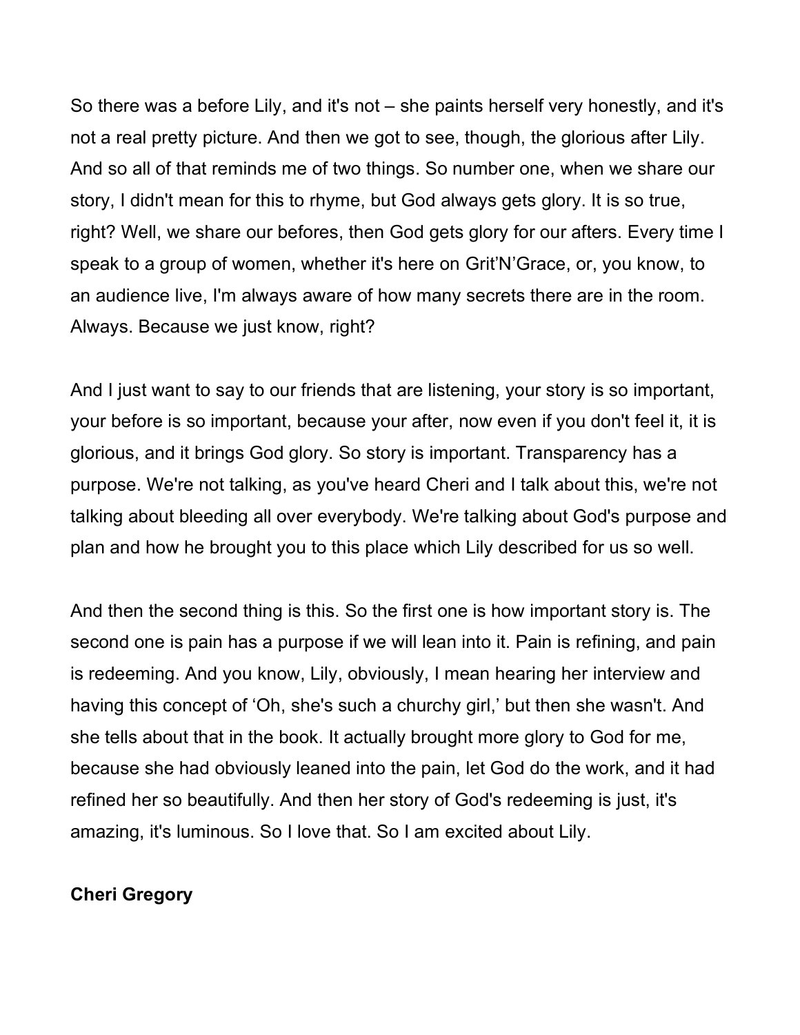So there was a before Lily, and it's not – she paints herself very honestly, and it's not a real pretty picture. And then we got to see, though, the glorious after Lily. And so all of that reminds me of two things. So number one, when we share our story, I didn't mean for this to rhyme, but God always gets glory. It is so true, right? Well, we share our befores, then God gets glory for our afters. Every time I speak to a group of women, whether it's here on Grit'N'Grace, or, you know, to an audience live, I'm always aware of how many secrets there are in the room. Always. Because we just know, right?

And I just want to say to our friends that are listening, your story is so important, your before is so important, because your after, now even if you don't feel it, it is glorious, and it brings God glory. So story is important. Transparency has a purpose. We're not talking, as you've heard Cheri and I talk about this, we're not talking about bleeding all over everybody. We're talking about God's purpose and plan and how he brought you to this place which Lily described for us so well.

And then the second thing is this. So the first one is how important story is. The second one is pain has a purpose if we will lean into it. Pain is refining, and pain is redeeming. And you know, Lily, obviously, I mean hearing her interview and having this concept of 'Oh, she's such a churchy girl,' but then she wasn't. And she tells about that in the book. It actually brought more glory to God for me, because she had obviously leaned into the pain, let God do the work, and it had refined her so beautifully. And then her story of God's redeeming is just, it's amazing, it's luminous. So I love that. So I am excited about Lily.

**Cheri Gregory**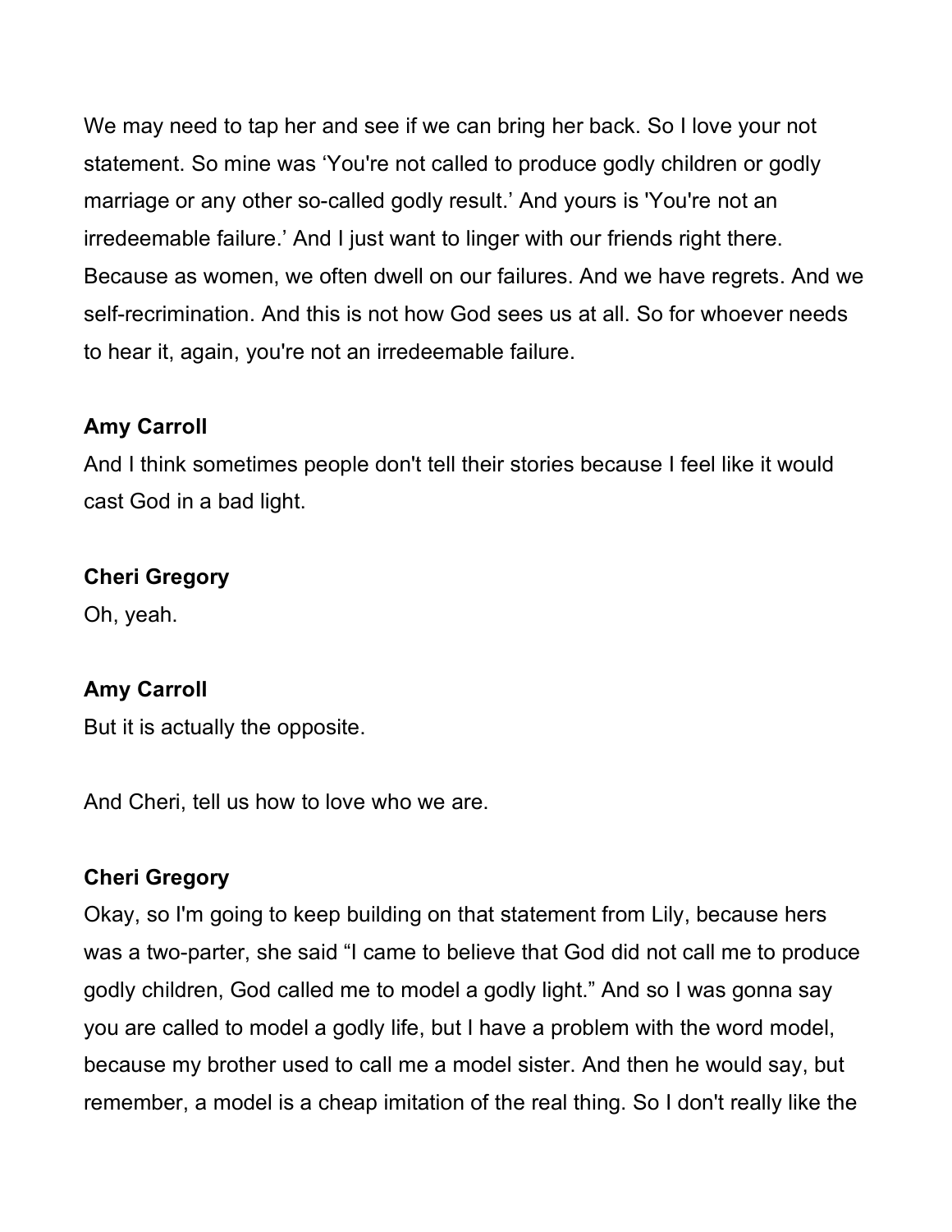We may need to tap her and see if we can bring her back. So I love your not statement. So mine was ‘You're not called to produce godly children or godly marriage or any other so-called godly result.’ And yours is 'You're not an irredeemable failure.’ And I just want to linger with our friends right there. Because as women, we often dwell on our failures. And we have regrets. And we self-recrimination. And this is not how God sees us at all. So for whoever needs to hear it, again, you're not an irredeemable failure.

**Amy Carroll**
And I think sometimes people don't tell their stories because I feel like it would cast God in a bad light.

**Cheri Gregory**
Oh, yeah.

**Amy Carroll**
But it is actually the opposite.

And Cheri, tell us how to love who we are.

**Cheri Gregory**
Okay, so I'm going to keep building on that statement from Lily, because hers was a two-parter, she said “I came to believe that God did not call me to produce godly children, God called me to model a godly light.” And so I was gonna say you are called to model a godly life, but I have a problem with the word model, because my brother used to call me a model sister. And then he would say, but remember, a model is a cheap imitation of the real thing. So I don't really like the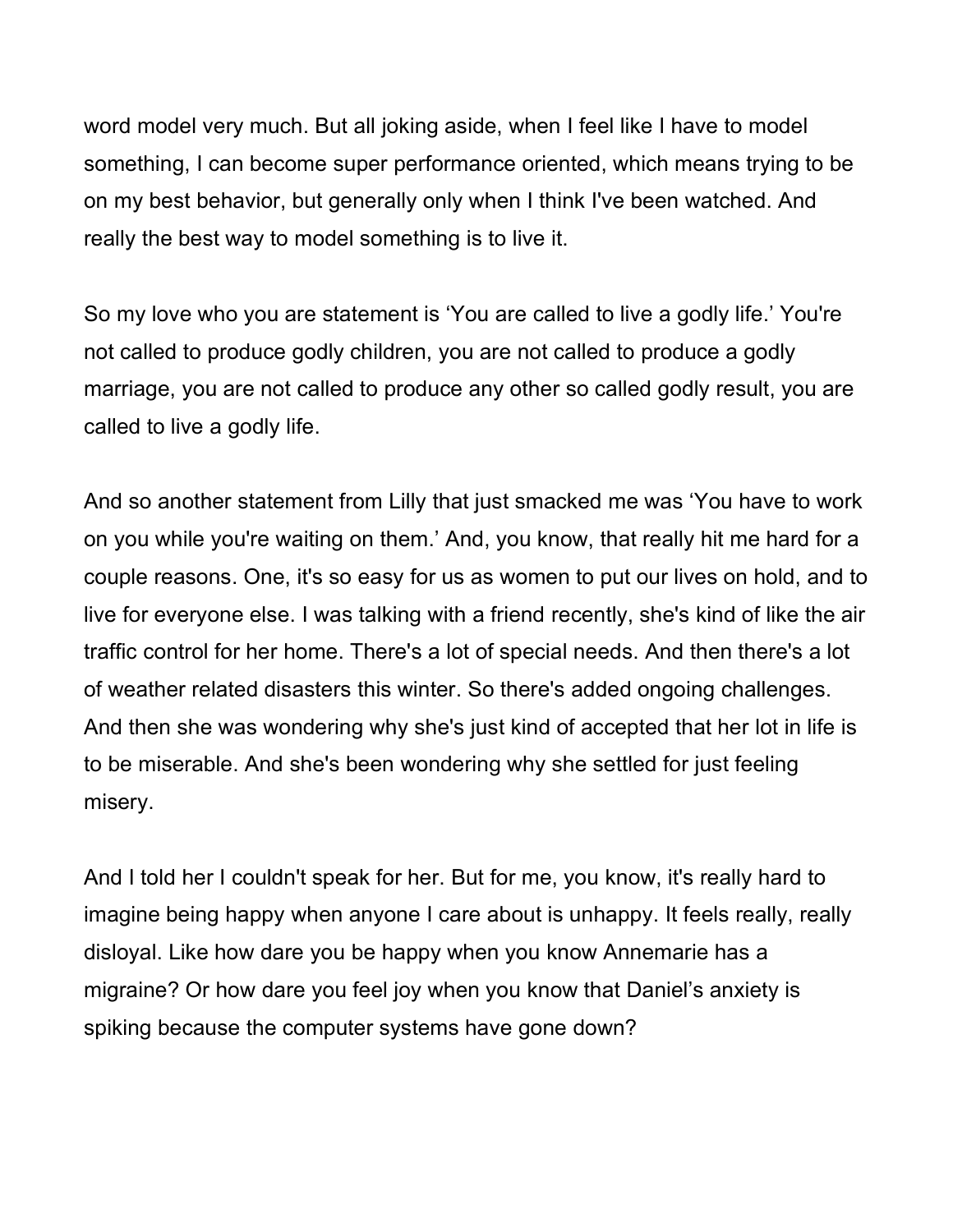word model very much. But all joking aside, when I feel like I have to model something, I can become super performance oriented, which means trying to be on my best behavior, but generally only when I think I've been watched. And really the best way to model something is to live it.

So my love who you are statement is ‘You are called to live a godly life.’ You're not called to produce godly children, you are not called to produce a godly marriage, you are not called to produce any other so called godly result, you are called to live a godly life.

And so another statement from Lilly that just smacked me was ‘You have to work on you while you're waiting on them.’ And, you know, that really hit me hard for a couple reasons. One, it's so easy for us as women to put our lives on hold, and to live for everyone else. I was talking with a friend recently, she's kind of like the air traffic control for her home. There's a lot of special needs. And then there's a lot of weather related disasters this winter. So there's added ongoing challenges. And then she was wondering why she's just kind of accepted that her lot in life is to be miserable. And she's been wondering why she settled for just feeling misery.

And I told her I couldn't speak for her. But for me, you know, it's really hard to imagine being happy when anyone I care about is unhappy. It feels really, really disloyal. Like how dare you be happy when you know Annemarie has a migraine? Or how dare you feel joy when you know that Daniel’s anxiety is spiking because the computer systems have gone down?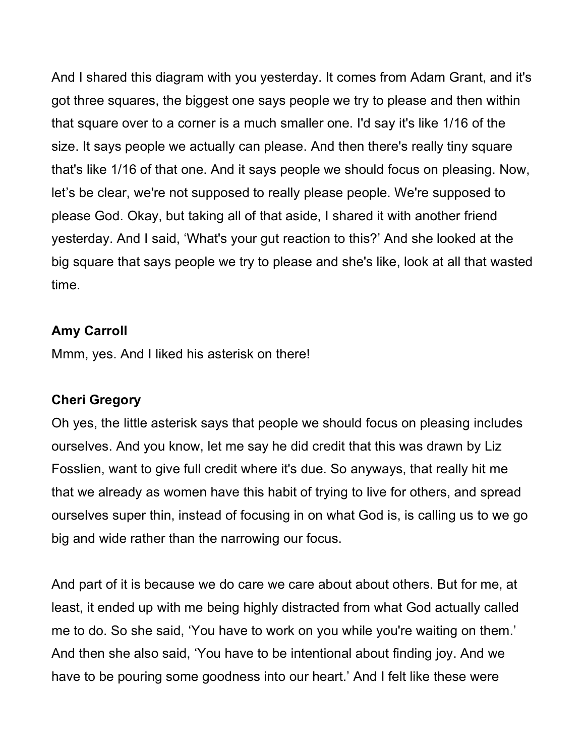And I shared this diagram with you yesterday. It comes from Adam Grant, and it's got three squares, the biggest one says people we try to please and then within that square over to a corner is a much smaller one. I'd say it's like 1/16 of the size. It says people we actually can please. And then there's really tiny square that's like 1/16 of that one. And it says people we should focus on pleasing. Now, let's be clear, we're not supposed to really please people. We're supposed to please God. Okay, but taking all of that aside, I shared it with another friend yesterday. And I said, 'What's your gut reaction to this?' And she looked at the big square that says people we try to please and she's like, look at all that wasted time.

**Amy Carroll**

Mmm, yes. And I liked his asterisk on there!

**Cheri Gregory**

Oh yes, the little asterisk says that people we should focus on pleasing includes ourselves. And you know, let me say he did credit that this was drawn by Liz Fosslien, want to give full credit where it's due. So anyways, that really hit me that we already as women have this habit of trying to live for others, and spread ourselves super thin, instead of focusing in on what God is, is calling us to we go big and wide rather than the narrowing our focus.

And part of it is because we do care we care about about others. But for me, at least, it ended up with me being highly distracted from what God actually called me to do. So she said, 'You have to work on you while you're waiting on them.' And then she also said, 'You have to be intentional about finding joy. And we have to be pouring some goodness into our heart.' And I felt like these were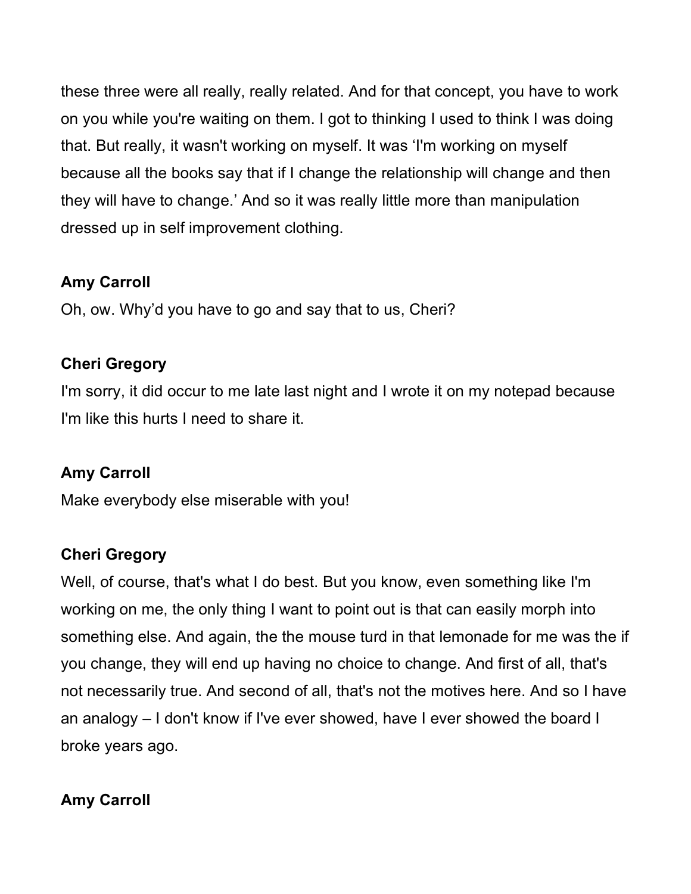these three were all really, really related. And for that concept, you have to work on you while you're waiting on them. I got to thinking I used to think I was doing that. But really, it wasn't working on myself. It was ‘I'm working on myself because all the books say that if I change the relationship will change and then they will have to change.’ And so it was really little more than manipulation dressed up in self improvement clothing.

**Amy Carroll**

Oh, ow. Why’d you have to go and say that to us, Cheri?

**Cheri Gregory**

I'm sorry, it did occur to me late last night and I wrote it on my notepad because I'm like this hurts I need to share it.

**Amy Carroll**

Make everybody else miserable with you!

**Cheri Gregory**

Well, of course, that's what I do best. But you know, even something like I'm working on me, the only thing I want to point out is that can easily morph into something else. And again, the the mouse turd in that lemonade for me was the if you change, they will end up having no choice to change. And first of all, that's not necessarily true. And second of all, that's not the motives here. And so I have an analogy – I don't know if I've ever showed, have I ever showed the board I broke years ago.

**Amy Carroll**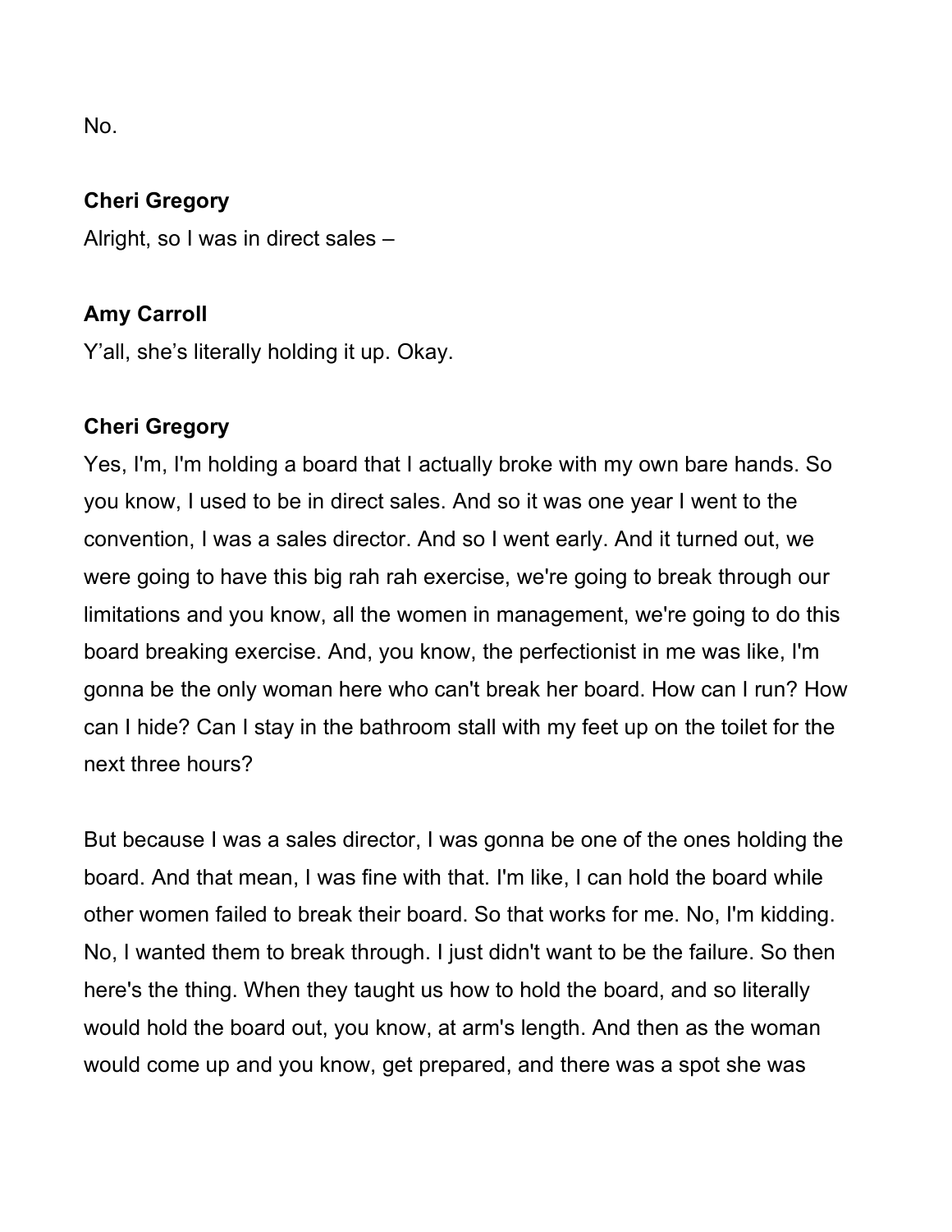No.

**Cheri Gregory**

Alright, so I was in direct sales –

**Amy Carroll**

Y'all, she's literally holding it up. Okay.

**Cheri Gregory**

Yes, I'm, I'm holding a board that I actually broke with my own bare hands. So you know, I used to be in direct sales. And so it was one year I went to the convention, I was a sales director. And so I went early. And it turned out, we were going to have this big rah rah exercise, we're going to break through our limitations and you know, all the women in management, we're going to do this board breaking exercise. And, you know, the perfectionist in me was like, I'm gonna be the only woman here who can't break her board. How can I run? How can I hide? Can I stay in the bathroom stall with my feet up on the toilet for the next three hours?

But because I was a sales director, I was gonna be one of the ones holding the board. And that mean, I was fine with that. I'm like, I can hold the board while other women failed to break their board. So that works for me. No, I'm kidding. No, I wanted them to break through. I just didn't want to be the failure. So then here's the thing. When they taught us how to hold the board, and so literally would hold the board out, you know, at arm's length. And then as the woman would come up and you know, get prepared, and there was a spot she was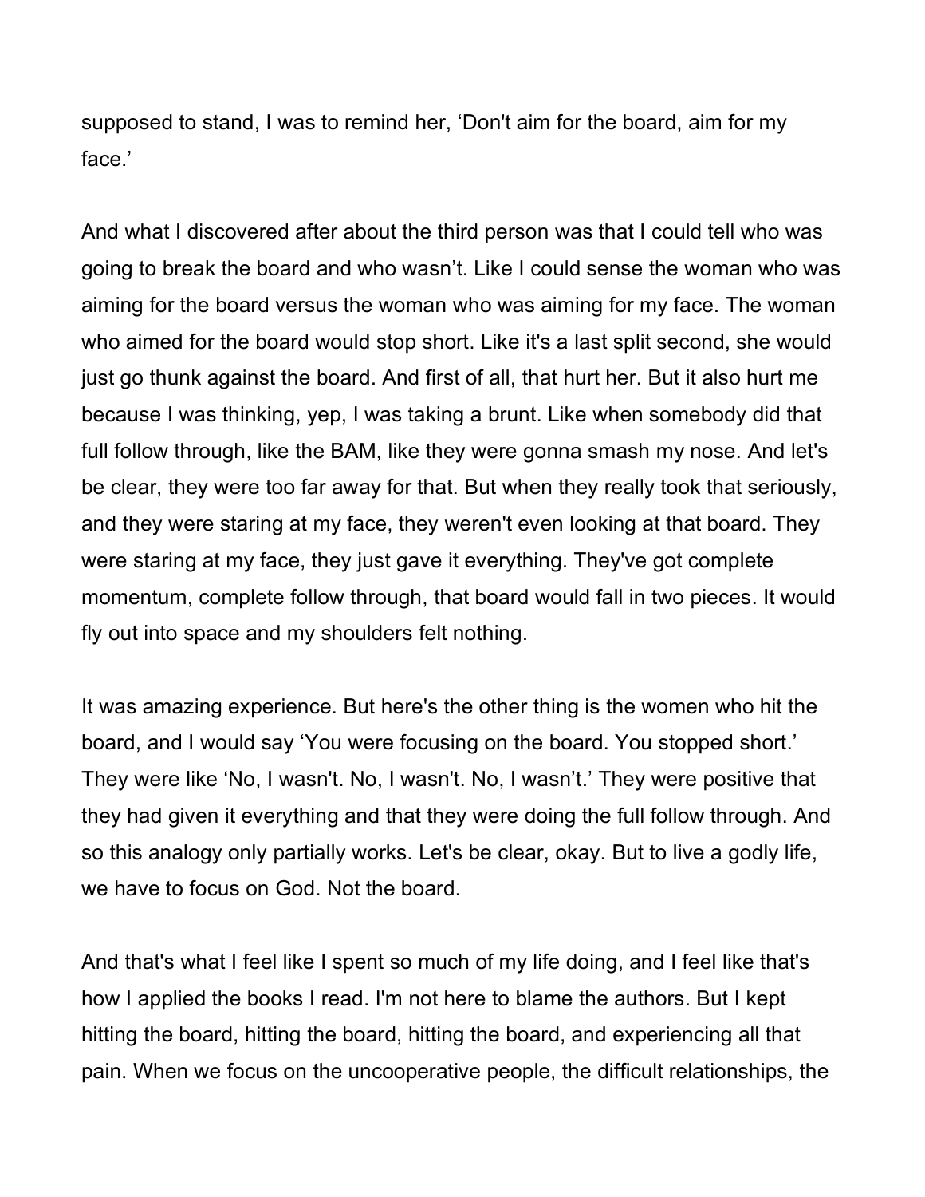supposed to stand, I was to remind her, 'Don't aim for the board, aim for my face.'

And what I discovered after about the third person was that I could tell who was going to break the board and who wasn't. Like I could sense the woman who was aiming for the board versus the woman who was aiming for my face. The woman who aimed for the board would stop short. Like it's a last split second, she would just go thunk against the board. And first of all, that hurt her. But it also hurt me because I was thinking, yep, I was taking a brunt. Like when somebody did that full follow through, like the BAM, like they were gonna smash my nose. And let's be clear, they were too far away for that. But when they really took that seriously, and they were staring at my face, they weren't even looking at that board. They were staring at my face, they just gave it everything. They've got complete momentum, complete follow through, that board would fall in two pieces. It would fly out into space and my shoulders felt nothing.

It was amazing experience. But here's the other thing is the women who hit the board, and I would say 'You were focusing on the board. You stopped short.' They were like 'No, I wasn't. No, I wasn't. No, I wasn't.' They were positive that they had given it everything and that they were doing the full follow through. And so this analogy only partially works. Let's be clear, okay. But to live a godly life, we have to focus on God. Not the board.

And that's what I feel like I spent so much of my life doing, and I feel like that's how I applied the books I read. I'm not here to blame the authors. But I kept hitting the board, hitting the board, hitting the board, and experiencing all that pain. When we focus on the uncooperative people, the difficult relationships, the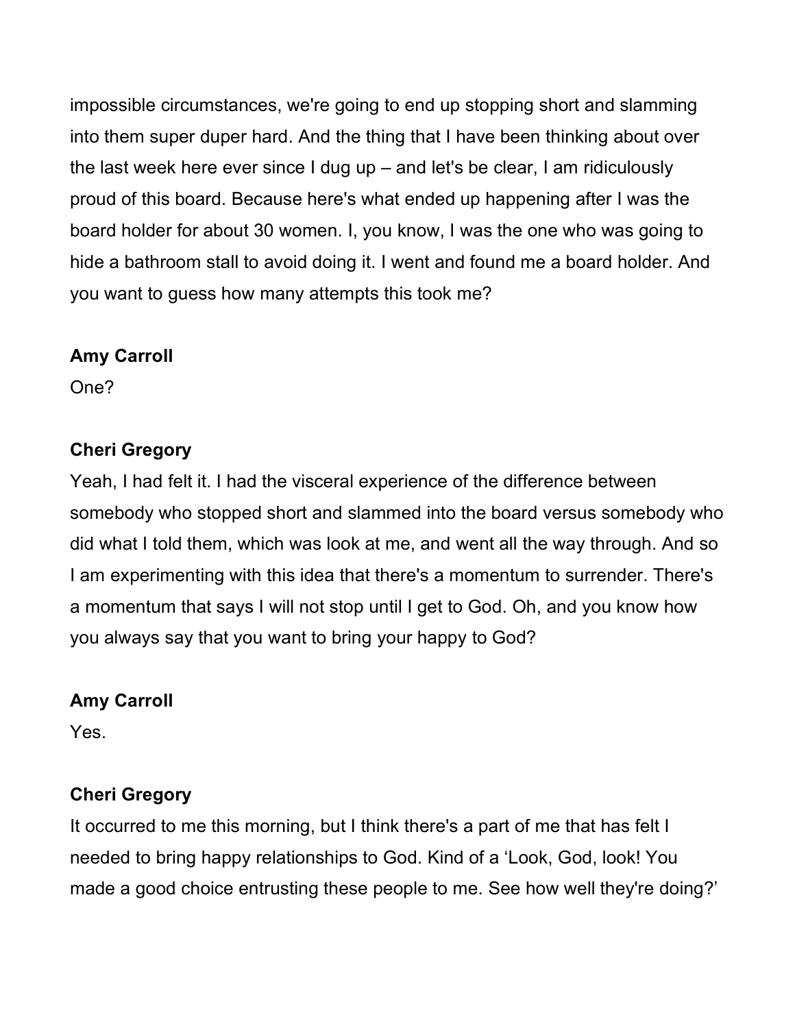impossible circumstances, we're going to end up stopping short and slamming into them super duper hard. And the thing that I have been thinking about over the last week here ever since I dug up – and let's be clear, I am ridiculously proud of this board. Because here's what ended up happening after I was the board holder for about 30 women. I, you know, I was the one who was going to hide a bathroom stall to avoid doing it. I went and found me a board holder. And you want to guess how many attempts this took me?

**Amy Carroll**

One?

**Cheri Gregory**

Yeah, I had felt it. I had the visceral experience of the difference between somebody who stopped short and slammed into the board versus somebody who did what I told them, which was look at me, and went all the way through. And so I am experimenting with this idea that there's a momentum to surrender. There's a momentum that says I will not stop until I get to God. Oh, and you know how you always say that you want to bring your happy to God?

**Amy Carroll**

Yes.

**Cheri Gregory**

It occurred to me this morning, but I think there's a part of me that has felt I needed to bring happy relationships to God. Kind of a 'Look, God, look! You made a good choice entrusting these people to me. See how well they're doing?'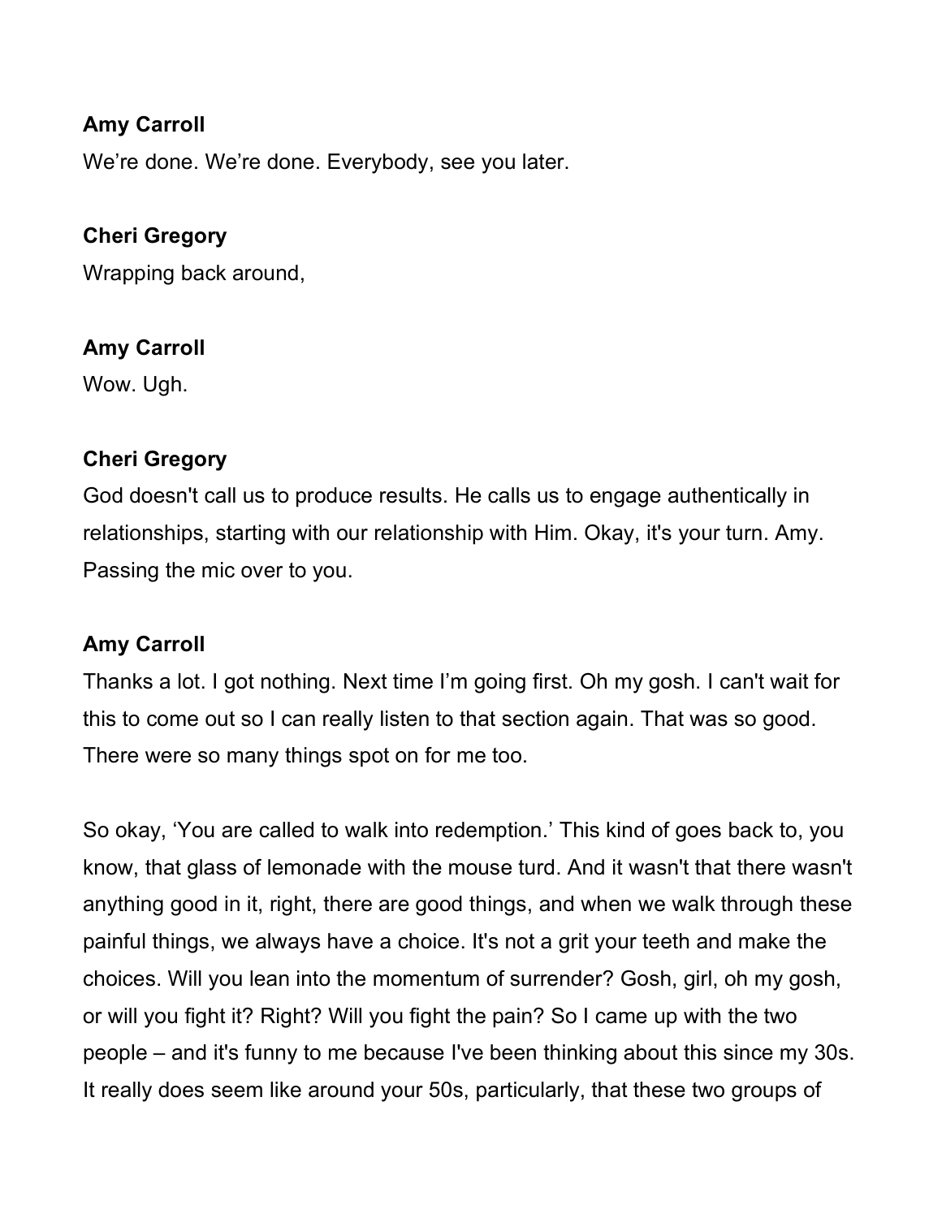**Amy Carroll**

We’re done. We’re done. Everybody, see you later.

**Cheri Gregory**

Wrapping back around,

**Amy Carroll**

Wow. Ugh.

**Cheri Gregory**

God doesn't call us to produce results. He calls us to engage authentically in relationships, starting with our relationship with Him. Okay, it's your turn. Amy. Passing the mic over to you.

**Amy Carroll**

Thanks a lot. I got nothing. Next time I’m going first. Oh my gosh. I can't wait for this to come out so I can really listen to that section again. That was so good. There were so many things spot on for me too.

So okay, ‘You are called to walk into redemption.’ This kind of goes back to, you know, that glass of lemonade with the mouse turd. And it wasn't that there wasn't anything good in it, right, there are good things, and when we walk through these painful things, we always have a choice. It's not a grit your teeth and make the choices. Will you lean into the momentum of surrender? Gosh, girl, oh my gosh, or will you fight it? Right? Will you fight the pain? So I came up with the two people – and it's funny to me because I've been thinking about this since my 30s. It really does seem like around your 50s, particularly, that these two groups of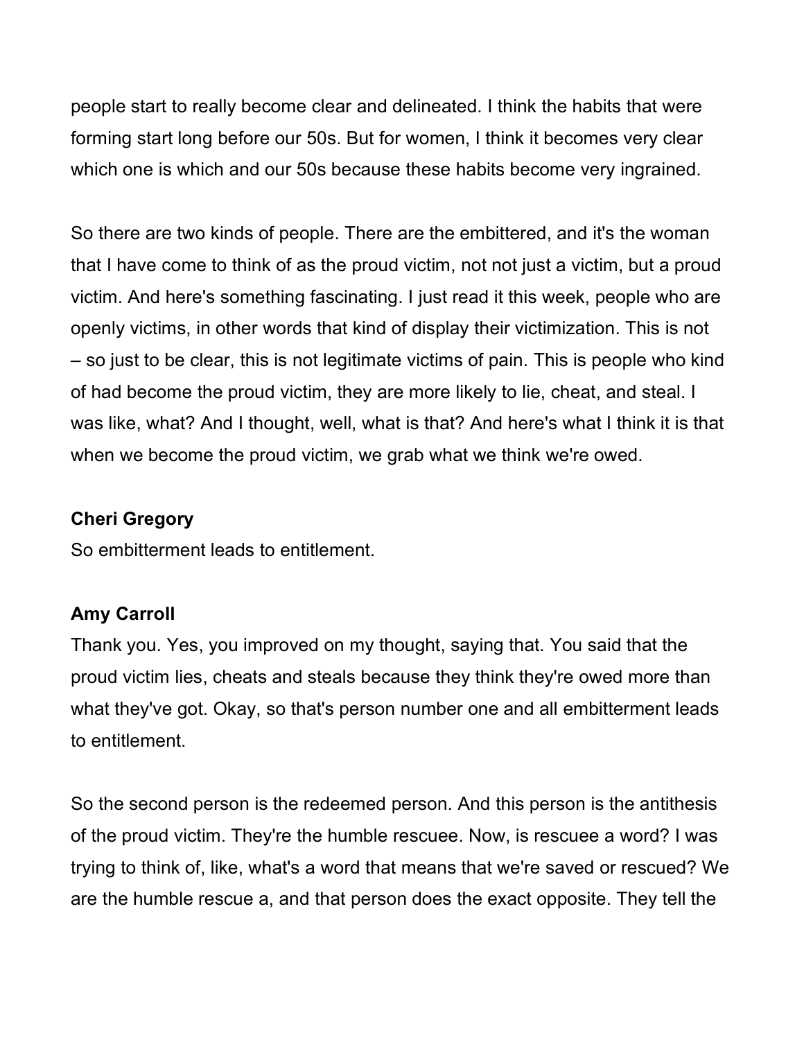people start to really become clear and delineated. I think the habits that were forming start long before our 50s. But for women, I think it becomes very clear which one is which and our 50s because these habits become very ingrained.

So there are two kinds of people. There are the embittered, and it's the woman that I have come to think of as the proud victim, not not just a victim, but a proud victim. And here's something fascinating. I just read it this week, people who are openly victims, in other words that kind of display their victimization. This is not – so just to be clear, this is not legitimate victims of pain. This is people who kind of had become the proud victim, they are more likely to lie, cheat, and steal. I was like, what? And I thought, well, what is that? And here's what I think it is that when we become the proud victim, we grab what we think we're owed.

**Cheri Gregory**

So embitterment leads to entitlement.

**Amy Carroll**

Thank you. Yes, you improved on my thought, saying that. You said that the proud victim lies, cheats and steals because they think they're owed more than what they've got. Okay, so that's person number one and all embitterment leads to entitlement.

So the second person is the redeemed person. And this person is the antithesis of the proud victim. They're the humble rescuee. Now, is rescuee a word? I was trying to think of, like, what's a word that means that we're saved or rescued? We are the humble rescue a, and that person does the exact opposite. They tell the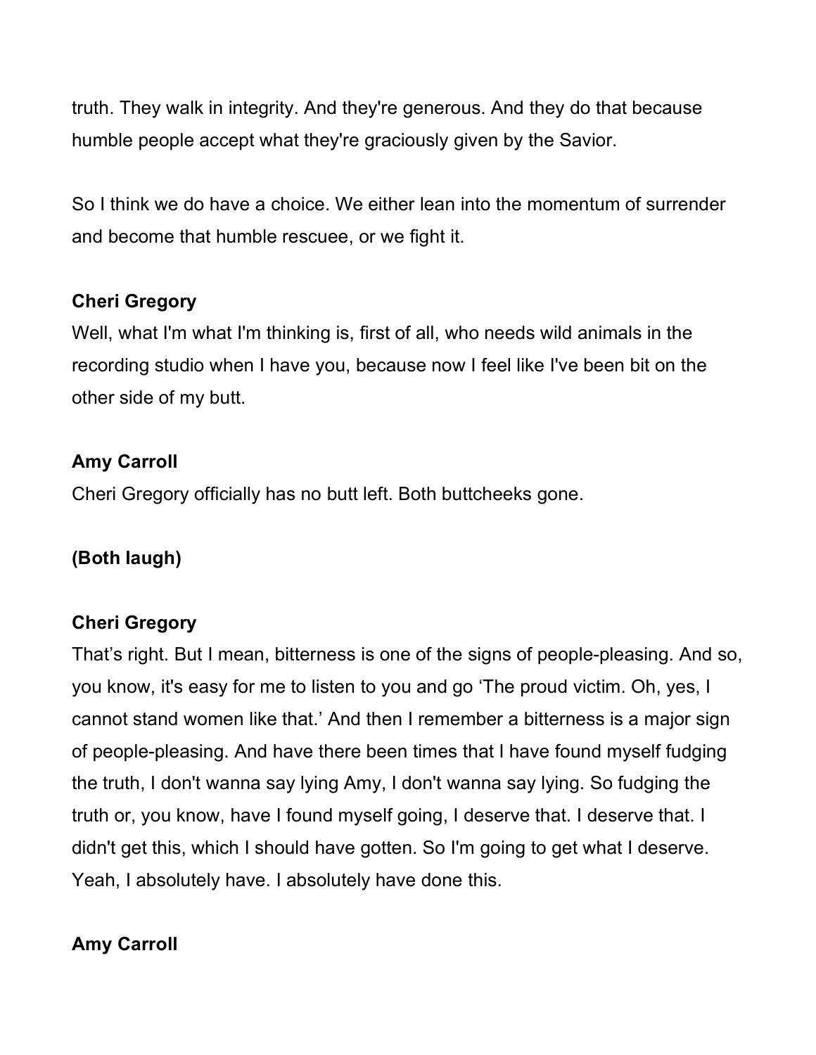truth. They walk in integrity. And they're generous. And they do that because humble people accept what they're graciously given by the Savior.

So I think we do have a choice. We either lean into the momentum of surrender and become that humble rescuee, or we fight it.

**Cheri Gregory**
Well, what I'm what I'm thinking is, first of all, who needs wild animals in the recording studio when I have you, because now I feel like I've been bit on the other side of my butt.

**Amy Carroll**
Cheri Gregory officially has no butt left. Both buttcheeks gone.

**(Both laugh)**

**Cheri Gregory**
That's right. But I mean, bitterness is one of the signs of people-pleasing. And so, you know, it's easy for me to listen to you and go 'The proud victim. Oh, yes, I cannot stand women like that.' And then I remember a bitterness is a major sign of people-pleasing. And have there been times that I have found myself fudging the truth, I don't wanna say lying Amy, I don't wanna say lying. So fudging the truth or, you know, have I found myself going, I deserve that. I deserve that. I didn't get this, which I should have gotten. So I'm going to get what I deserve. Yeah, I absolutely have. I absolutely have done this.

**Amy Carroll**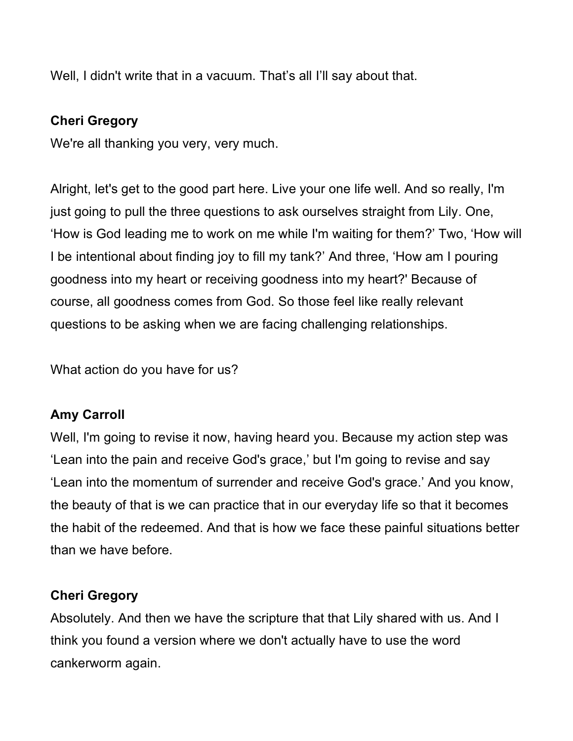Well, I didn't write that in a vacuum. That's all I'll say about that.

**Cheri Gregory**
We're all thanking you very, very much.

Alright, let's get to the good part here. Live your one life well. And so really, I'm just going to pull the three questions to ask ourselves straight from Lily. One, 'How is God leading me to work on me while I'm waiting for them?' Two, 'How will I be intentional about finding joy to fill my tank?' And three, 'How am I pouring goodness into my heart or receiving goodness into my heart?' Because of course, all goodness comes from God. So those feel like really relevant questions to be asking when we are facing challenging relationships.

What action do you have for us?

**Amy Carroll**
Well, I'm going to revise it now, having heard you. Because my action step was 'Lean into the pain and receive God's grace,' but I'm going to revise and say 'Lean into the momentum of surrender and receive God's grace.' And you know, the beauty of that is we can practice that in our everyday life so that it becomes the habit of the redeemed. And that is how we face these painful situations better than we have before.

**Cheri Gregory**
Absolutely. And then we have the scripture that that Lily shared with us. And I think you found a version where we don't actually have to use the word cankerworm again.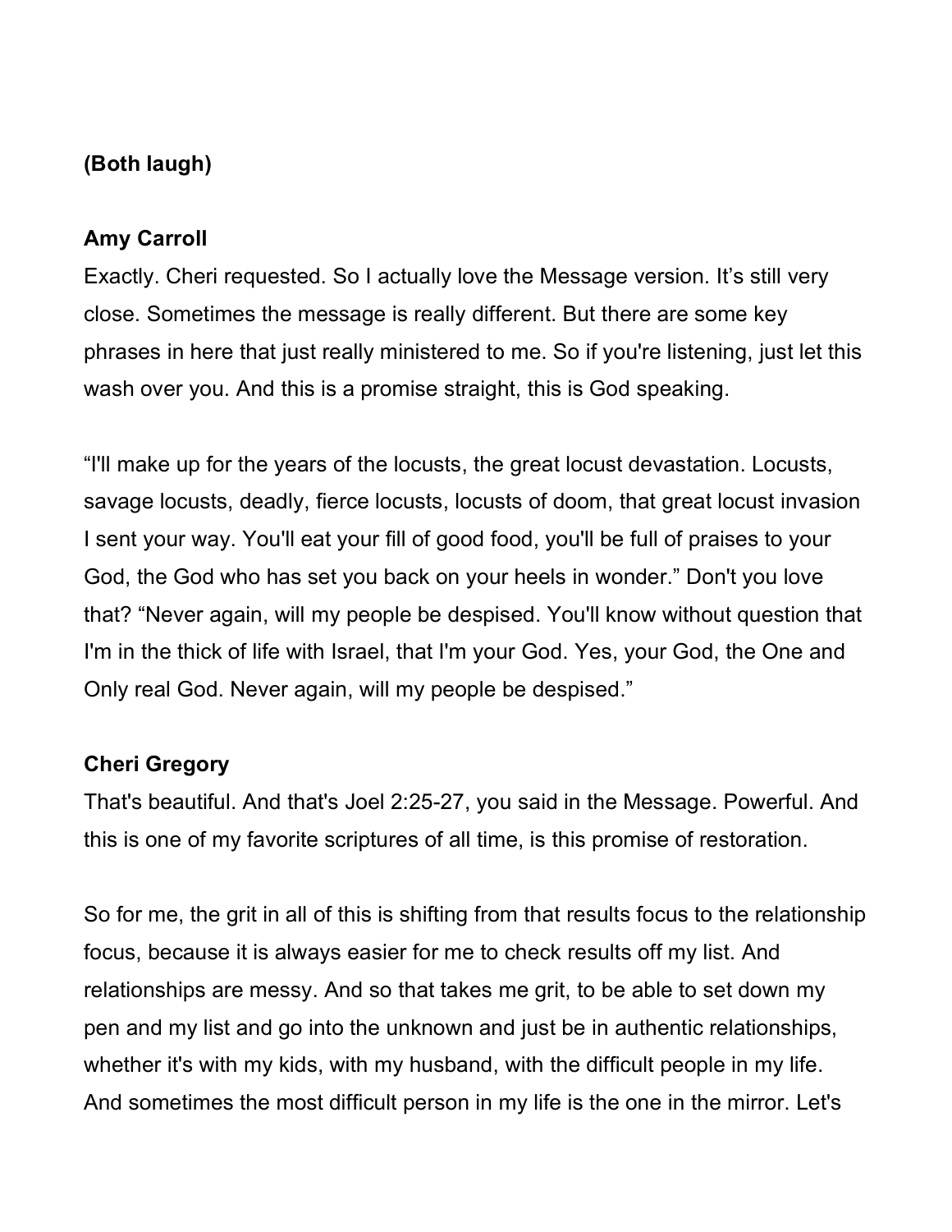**(Both laugh)**

**Amy Carroll**

Exactly. Cheri requested. So I actually love the Message version. It's still very close. Sometimes the message is really different. But there are some key phrases in here that just really ministered to me. So if you're listening, just let this wash over you. And this is a promise straight, this is God speaking.

"I'll make up for the years of the locusts, the great locust devastation. Locusts, savage locusts, deadly, fierce locusts, locusts of doom, that great locust invasion I sent your way. You'll eat your fill of good food, you'll be full of praises to your God, the God who has set you back on your heels in wonder." Don't you love that? "Never again, will my people be despised. You'll know without question that I'm in the thick of life with Israel, that I'm your God. Yes, your God, the One and Only real God. Never again, will my people be despised."

**Cheri Gregory**

That's beautiful. And that's Joel 2:25-27, you said in the Message. Powerful. And this is one of my favorite scriptures of all time, is this promise of restoration.

So for me, the grit in all of this is shifting from that results focus to the relationship focus, because it is always easier for me to check results off my list. And relationships are messy. And so that takes me grit, to be able to set down my pen and my list and go into the unknown and just be in authentic relationships, whether it's with my kids, with my husband, with the difficult people in my life. And sometimes the most difficult person in my life is the one in the mirror. Let's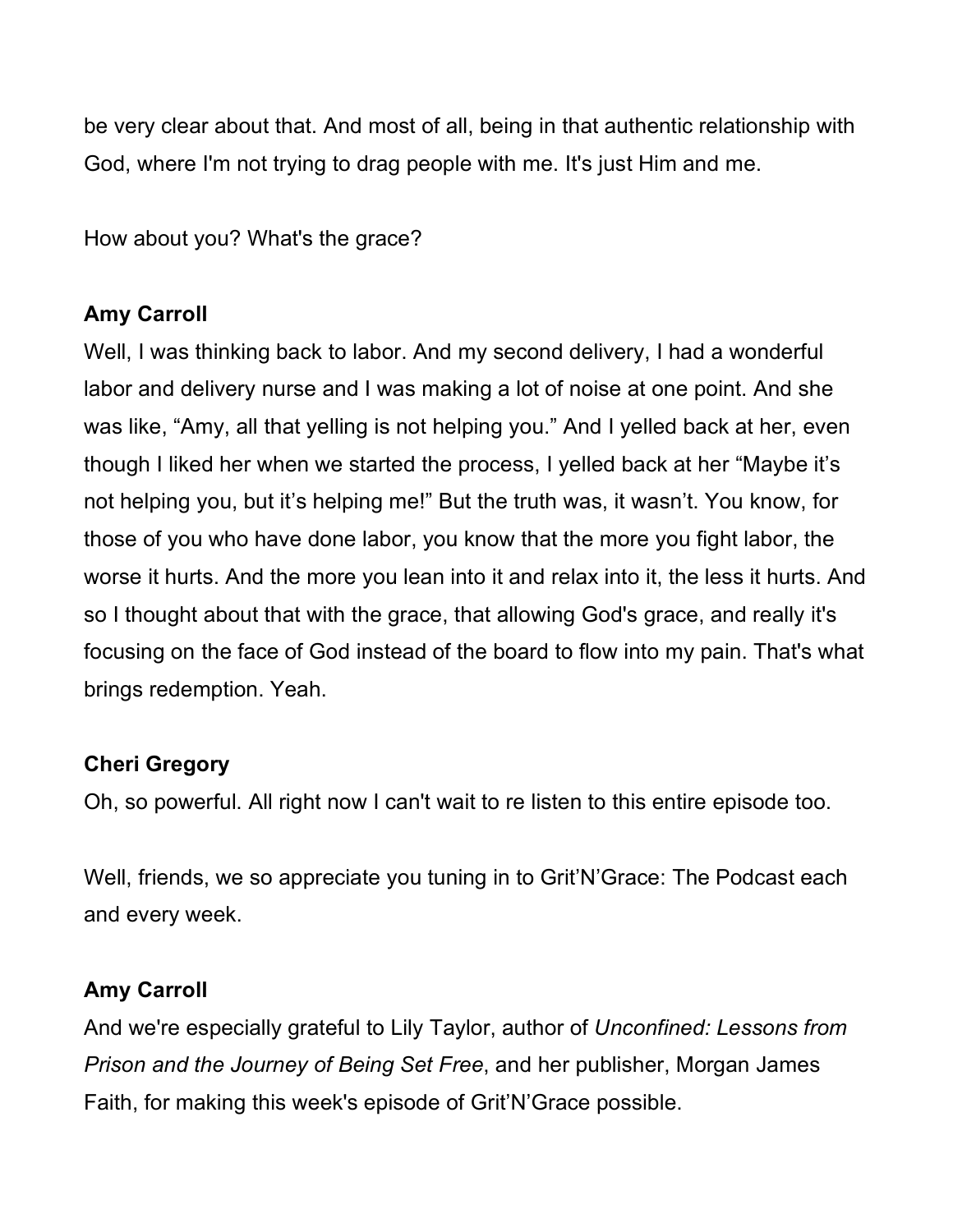be very clear about that. And most of all, being in that authentic relationship with God, where I'm not trying to drag people with me. It's just Him and me.

How about you? What's the grace?

**Amy Carroll**

Well, I was thinking back to labor. And my second delivery, I had a wonderful labor and delivery nurse and I was making a lot of noise at one point. And she was like, "Amy, all that yelling is not helping you." And I yelled back at her, even though I liked her when we started the process, I yelled back at her "Maybe it's not helping you, but it's helping me!" But the truth was, it wasn't. You know, for those of you who have done labor, you know that the more you fight labor, the worse it hurts. And the more you lean into it and relax into it, the less it hurts. And so I thought about that with the grace, that allowing God's grace, and really it's focusing on the face of God instead of the board to flow into my pain. That's what brings redemption. Yeah.

**Cheri Gregory**

Oh, so powerful. All right now I can't wait to re listen to this entire episode too.

Well, friends, we so appreciate you tuning in to Grit'N'Grace: The Podcast each and every week.

**Amy Carroll**

And we're especially grateful to Lily Taylor, author of *Unconfined: Lessons from Prison and the Journey of Being Set Free*, and her publisher, Morgan James Faith, for making this week's episode of Grit'N'Grace possible.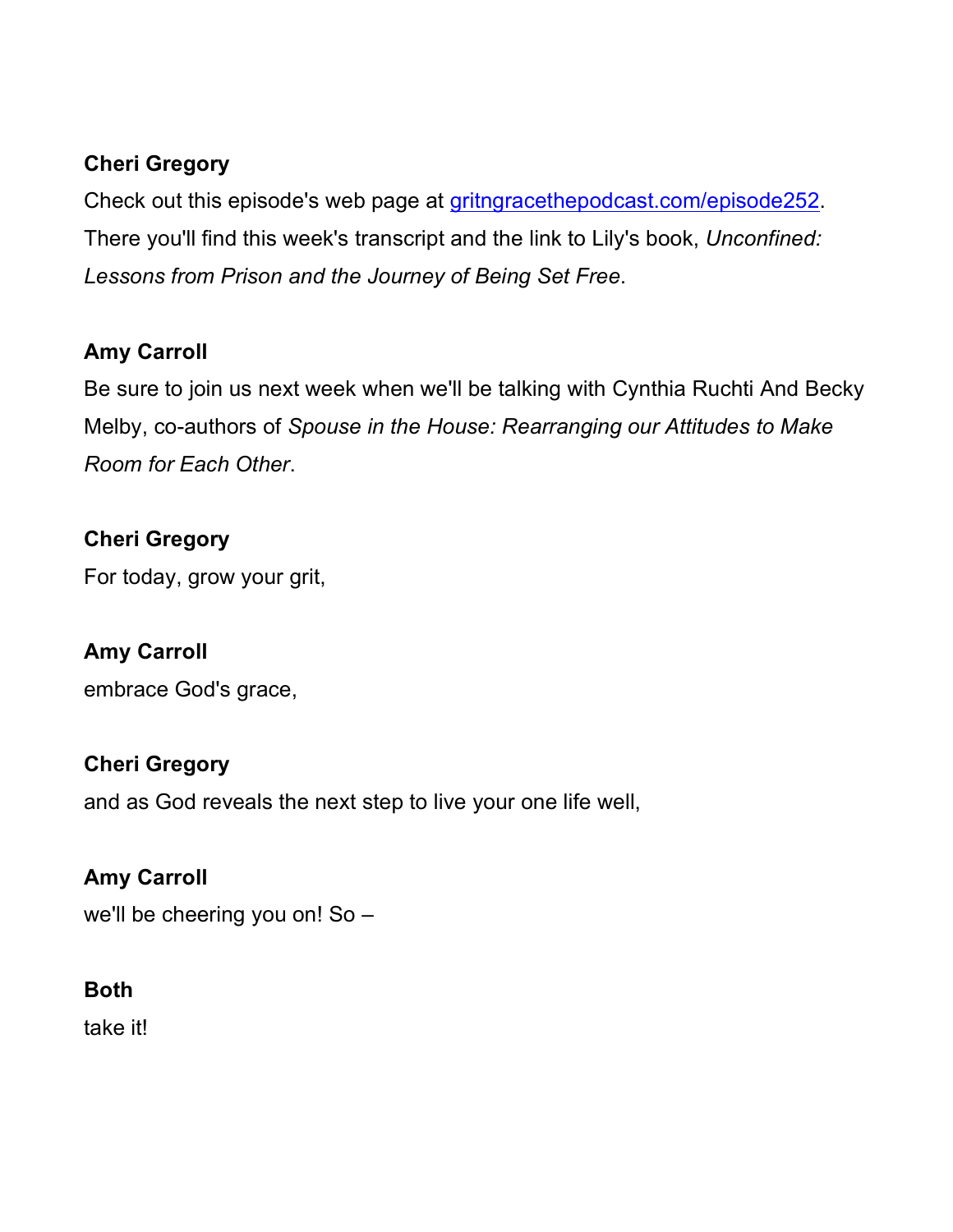**Cheri Gregory**

Check out this episode's web page at [gritngracethepodcast.com/episode252](gritngracethepodcast.com/episode252). There you'll find this week's transcript and the link to Lily's book, *Unconfined: Lessons from Prison and the Journey of Being Set Free*.

**Amy Carroll**

Be sure to join us next week when we'll be talking with Cynthia Ruchti And Becky Melby, co-authors of *Spouse in the House: Rearranging our Attitudes to Make Room for Each Other*.

**Cheri Gregory**

For today, grow your grit,

**Amy Carroll**

embrace God's grace,

**Cheri Gregory**

and as God reveals the next step to live your one life well,

**Amy Carroll**

we'll be cheering you on! So –

**Both**

take it!